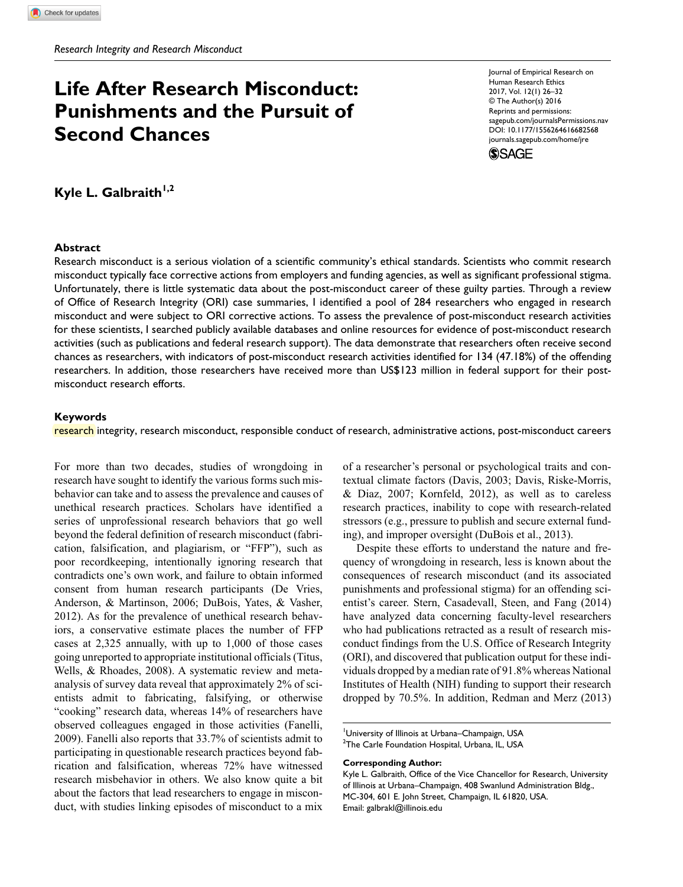*Research Integrity and Research Misconduct*

# Life After Research Misconduct: Punishments and the Pursuit of Second Chances

Journal of Empirical Research on Human Research Ethics
2017, Vol. 12(1) 26–32
© The Author(s) 2016
Reprints and permissions: sagepub.com/journalsPermissions.nav
DOI: 10.1177/1556264616682568
journals.sagepub.com/home/jre

**Kyle L. Galbraith**[1,2]

## Abstract

Research misconduct is a serious violation of a scientific community's ethical standards. Scientists who commit research misconduct typically face corrective actions from employers and funding agencies, as well as significant professional stigma. Unfortunately, there is little systematic data about the post-misconduct career of these guilty parties. Through a review of Office of Research Integrity (ORI) case summaries, I identified a pool of 284 researchers who engaged in research misconduct and were subject to ORI corrective actions. To assess the prevalence of post-misconduct research activities for these scientists, I searched publicly available databases and online resources for evidence of post-misconduct research activities (such as publications and federal research support). The data demonstrate that researchers often receive second chances as researchers, with indicators of post-misconduct research activities identified for 134 (47.18%) of the offending researchers. In addition, those researchers have received more than US$123 million in federal support for their post-misconduct research efforts.

## Keywords

research integrity, research misconduct, responsible conduct of research, administrative actions, post-misconduct careers

For more than two decades, studies of wrongdoing in research have sought to identify the various forms such misbehavior can take and to assess the prevalence and causes of unethical research practices. Scholars have identified a series of unprofessional research behaviors that go well beyond the federal definition of research misconduct (fabrication, falsification, and plagiarism, or "FFP"), such as poor recordkeeping, intentionally ignoring research that contradicts one's own work, and failure to obtain informed consent from human research participants (De Vries, Anderson, & Martinson, 2006; DuBois, Yates, & Vasher, 2012). As for the prevalence of unethical research behaviors, a conservative estimate places the number of FFP cases at 2,325 annually, with up to 1,000 of those cases going unreported to appropriate institutional officials (Titus, Wells, & Rhoades, 2008). A systematic review and meta-analysis of survey data reveal that approximately 2% of scientists admit to fabricating, falsifying, or otherwise "cooking" research data, whereas 14% of researchers have observed colleagues engaged in those activities (Fanelli, 2009). Fanelli also reports that 33.7% of scientists admit to participating in questionable research practices beyond fabrication and falsification, whereas 72% have witnessed research misbehavior in others. We also know quite a bit about the factors that lead researchers to engage in misconduct, with studies linking episodes of misconduct to a mix of a researcher's personal or psychological traits and contextual climate factors (Davis, 2003; Davis, Riske-Morris, & Diaz, 2007; Kornfeld, 2012), as well as to careless research practices, inability to cope with research-related stressors (e.g., pressure to publish and secure external funding), and improper oversight (DuBois et al., 2013).

Despite these efforts to understand the nature and frequency of wrongdoing in research, less is known about the consequences of research misconduct (and its associated punishments and professional stigma) for an offending scientist's career. Stern, Casadevall, Steen, and Fang (2014) have analyzed data concerning faculty-level researchers who had publications retracted as a result of research misconduct findings from the U.S. Office of Research Integrity (ORI), and discovered that publication output for these individuals dropped by a median rate of 91.8% whereas National Institutes of Health (NIH) funding to support their research dropped by 70.5%. In addition, Redman and Merz (2013)

[1]University of Illinois at Urbana–Champaign, USA
[2]The Carle Foundation Hospital, Urbana, IL, USA

**Corresponding Author:**
Kyle L. Galbraith, Office of the Vice Chancellor for Research, University of Illinois at Urbana–Champaign, 408 Swanlund Administration Bldg., MC-304, 601 E. John Street, Champaign, IL 61820, USA.
Email: galbrakl@illinois.edu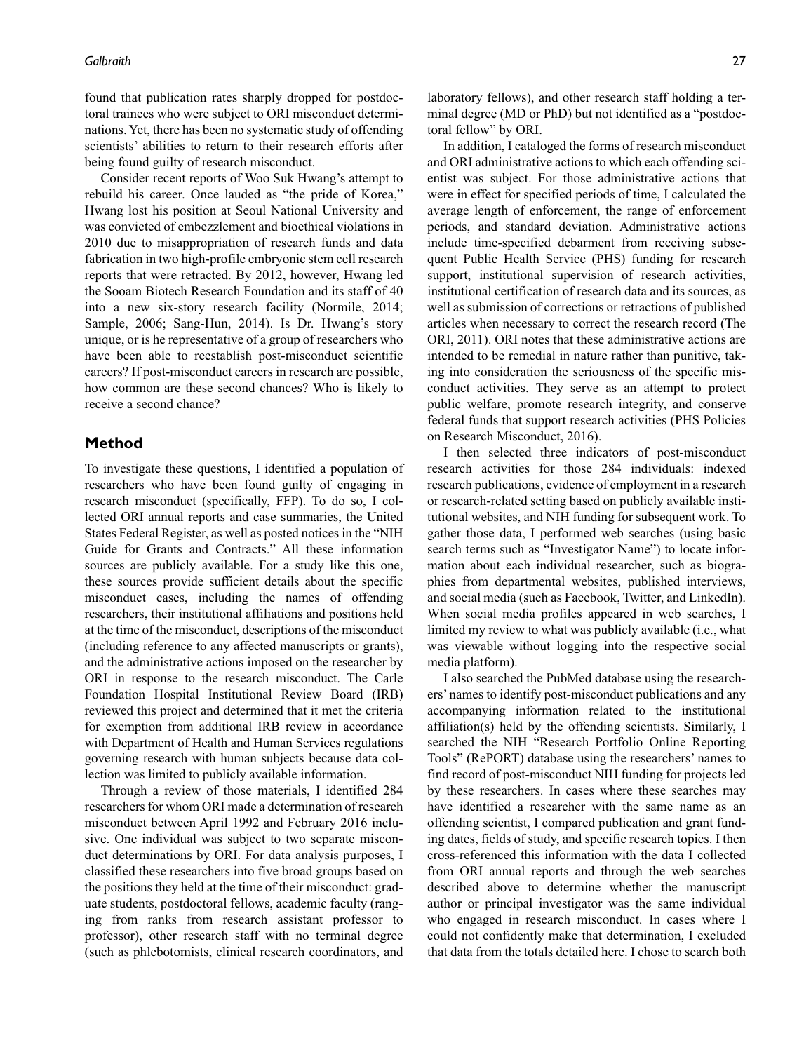found that publication rates sharply dropped for postdoctoral trainees who were subject to ORI misconduct determinations. Yet, there has been no systematic study of offending scientists' abilities to return to their research efforts after being found guilty of research misconduct.

Consider recent reports of Woo Suk Hwang's attempt to rebuild his career. Once lauded as "the pride of Korea," Hwang lost his position at Seoul National University and was convicted of embezzlement and bioethical violations in 2010 due to misappropriation of research funds and data fabrication in two high-profile embryonic stem cell research reports that were retracted. By 2012, however, Hwang led the Sooam Biotech Research Foundation and its staff of 40 into a new six-story research facility (Normile, 2014; Sample, 2006; Sang-Hun, 2014). Is Dr. Hwang's story unique, or is he representative of a group of researchers who have been able to reestablish post-misconduct scientific careers? If post-misconduct careers in research are possible, how common are these second chances? Who is likely to receive a second chance?

## Method

To investigate these questions, I identified a population of researchers who have been found guilty of engaging in research misconduct (specifically, FFP). To do so, I collected ORI annual reports and case summaries, the United States Federal Register, as well as posted notices in the "NIH Guide for Grants and Contracts." All these information sources are publicly available. For a study like this one, these sources provide sufficient details about the specific misconduct cases, including the names of offending researchers, their institutional affiliations and positions held at the time of the misconduct, descriptions of the misconduct (including reference to any affected manuscripts or grants), and the administrative actions imposed on the researcher by ORI in response to the research misconduct. The Carle Foundation Hospital Institutional Review Board (IRB) reviewed this project and determined that it met the criteria for exemption from additional IRB review in accordance with Department of Health and Human Services regulations governing research with human subjects because data collection was limited to publicly available information.

Through a review of those materials, I identified 284 researchers for whom ORI made a determination of research misconduct between April 1992 and February 2016 inclusive. One individual was subject to two separate misconduct determinations by ORI. For data analysis purposes, I classified these researchers into five broad groups based on the positions they held at the time of their misconduct: graduate students, postdoctoral fellows, academic faculty (ranging from ranks from research assistant professor to professor), other research staff with no terminal degree (such as phlebotomists, clinical research coordinators, and laboratory fellows), and other research staff holding a terminal degree (MD or PhD) but not identified as a "postdoctoral fellow" by ORI.

In addition, I cataloged the forms of research misconduct and ORI administrative actions to which each offending scientist was subject. For those administrative actions that were in effect for specified periods of time, I calculated the average length of enforcement, the range of enforcement periods, and standard deviation. Administrative actions include time-specified debarment from receiving subsequent Public Health Service (PHS) funding for research support, institutional supervision of research activities, institutional certification of research data and its sources, as well as submission of corrections or retractions of published articles when necessary to correct the research record (The ORI, 2011). ORI notes that these administrative actions are intended to be remedial in nature rather than punitive, taking into consideration the seriousness of the specific misconduct activities. They serve as an attempt to protect public welfare, promote research integrity, and conserve federal funds that support research activities (PHS Policies on Research Misconduct, 2016).

I then selected three indicators of post-misconduct research activities for those 284 individuals: indexed research publications, evidence of employment in a research or research-related setting based on publicly available institutional websites, and NIH funding for subsequent work. To gather those data, I performed web searches (using basic search terms such as "Investigator Name") to locate information about each individual researcher, such as biographies from departmental websites, published interviews, and social media (such as Facebook, Twitter, and LinkedIn). When social media profiles appeared in web searches, I limited my review to what was publicly available (i.e., what was viewable without logging into the respective social media platform).

I also searched the PubMed database using the researchers' names to identify post-misconduct publications and any accompanying information related to the institutional affiliation(s) held by the offending scientists. Similarly, I searched the NIH "Research Portfolio Online Reporting Tools" (RePORT) database using the researchers' names to find record of post-misconduct NIH funding for projects led by these researchers. In cases where these searches may have identified a researcher with the same name as an offending scientist, I compared publication and grant funding dates, fields of study, and specific research topics. I then cross-referenced this information with the data I collected from ORI annual reports and through the web searches described above to determine whether the manuscript author or principal investigator was the same individual who engaged in research misconduct. In cases where I could not confidently make that determination, I excluded that data from the totals detailed here. I chose to search both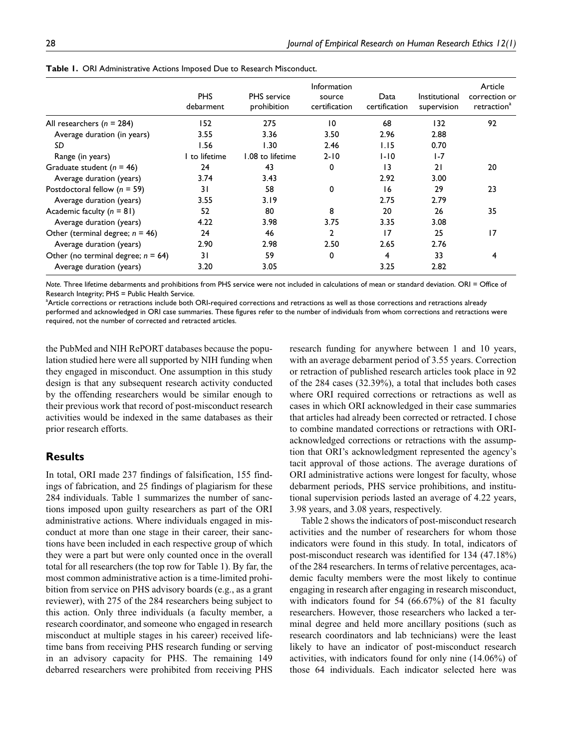**Table 1.** ORI Administrative Actions Imposed Due to Research Misconduct.

| | PHS debarment | PHS service prohibition | Information source certification | Data certification | Institutional supervision | Article correction or retraction[a] |
|---|---|---|---|---|---|---|
| All researchers (*n* = 284) | 152 | 275 | 10 | 68 | 132 | 92 |
| Average duration (in years) | 3.55 | 3.36 | 3.50 | 2.96 | 2.88 | |
| *SD* | 1.56 | 1.30 | 2.46 | 1.15 | 0.70 | |
| Range (in years) | 1 to lifetime | 1.08 to lifetime | 2-10 | 1-10 | 1-7 | |
| Graduate student (*n* = 46) | 24 | 43 | 0 | 13 | 21 | 20 |
| Average duration (years) | 3.74 | 3.43 | | 2.92 | 3.00 | |
| Postdoctoral fellow (*n* = 59) | 31 | 58 | 0 | 16 | 29 | 23 |
| Average duration (years) | 3.55 | 3.19 | | 2.75 | 2.79 | |
| Academic faculty (*n* = 81) | 52 | 80 | 8 | 20 | 26 | 35 |
| Average duration (years) | 4.22 | 3.98 | 3.75 | 3.35 | 3.08 | |
| Other (terminal degree; *n* = 46) | 24 | 46 | 2 | 17 | 25 | 17 |
| Average duration (years) | 2.90 | 2.98 | 2.50 | 2.65 | 2.76 | |
| Other (no terminal degree; *n* = 64) | 31 | 59 | 0 | 4 | 33 | 4 |
| Average duration (years) | 3.20 | 3.05 | | 3.25 | 2.82 | |

*Note.* Three lifetime debarments and prohibitions from PHS service were not included in calculations of mean or standard deviation. ORI = Office of Research Integrity; PHS = Public Health Service.

[a]Article corrections or retractions include both ORI-required corrections and retractions as well as those corrections and retractions already performed and acknowledged in ORI case summaries. These figures refer to the number of individuals from whom corrections and retractions were required, not the number of corrected and retracted articles.

the PubMed and NIH RePORT databases because the population studied here were all supported by NIH funding when they engaged in misconduct. One assumption in this study design is that any subsequent research activity conducted by the offending researchers would be similar enough to their previous work that record of post-misconduct research activities would be indexed in the same databases as their prior research efforts.

## Results

In total, ORI made 237 findings of falsification, 155 findings of fabrication, and 25 findings of plagiarism for these 284 individuals. Table 1 summarizes the number of sanctions imposed upon guilty researchers as part of the ORI administrative actions. Where individuals engaged in misconduct at more than one stage in their career, their sanctions have been included in each respective group of which they were a part but were only counted once in the overall total for all researchers (the top row for Table 1). By far, the most common administrative action is a time-limited prohibition from service on PHS advisory boards (e.g., as a grant reviewer), with 275 of the 284 researchers being subject to this action. Only three individuals (a faculty member, a research coordinator, and someone who engaged in research misconduct at multiple stages in his career) received lifetime bans from receiving PHS research funding or serving in an advisory capacity for PHS. The remaining 149 debarred researchers were prohibited from receiving PHS research funding for anywhere between 1 and 10 years, with an average debarment period of 3.55 years. Correction or retraction of published research articles took place in 92 of the 284 cases (32.39%), a total that includes both cases where ORI required corrections or retractions as well as cases in which ORI acknowledged in their case summaries that articles had already been corrected or retracted. I chose to combine mandated corrections or retractions with ORI-acknowledged corrections or retractions with the assumption that ORI's acknowledgment represented the agency's tacit approval of those actions. The average durations of ORI administrative actions were longest for faculty, whose debarment periods, PHS service prohibitions, and institutional supervision periods lasted an average of 4.22 years, 3.98 years, and 3.08 years, respectively.

Table 2 shows the indicators of post-misconduct research activities and the number of researchers for whom those indicators were found in this study. In total, indicators of post-misconduct research was identified for 134 (47.18%) of the 284 researchers. In terms of relative percentages, academic faculty members were the most likely to continue engaging in research after engaging in research misconduct, with indicators found for 54 (66.67%) of the 81 faculty researchers. However, those researchers who lacked a terminal degree and held more ancillary positions (such as research coordinators and lab technicians) were the least likely to have an indicator of post-misconduct research activities, with indicators found for only nine (14.06%) of those 64 individuals. Each indicator selected here was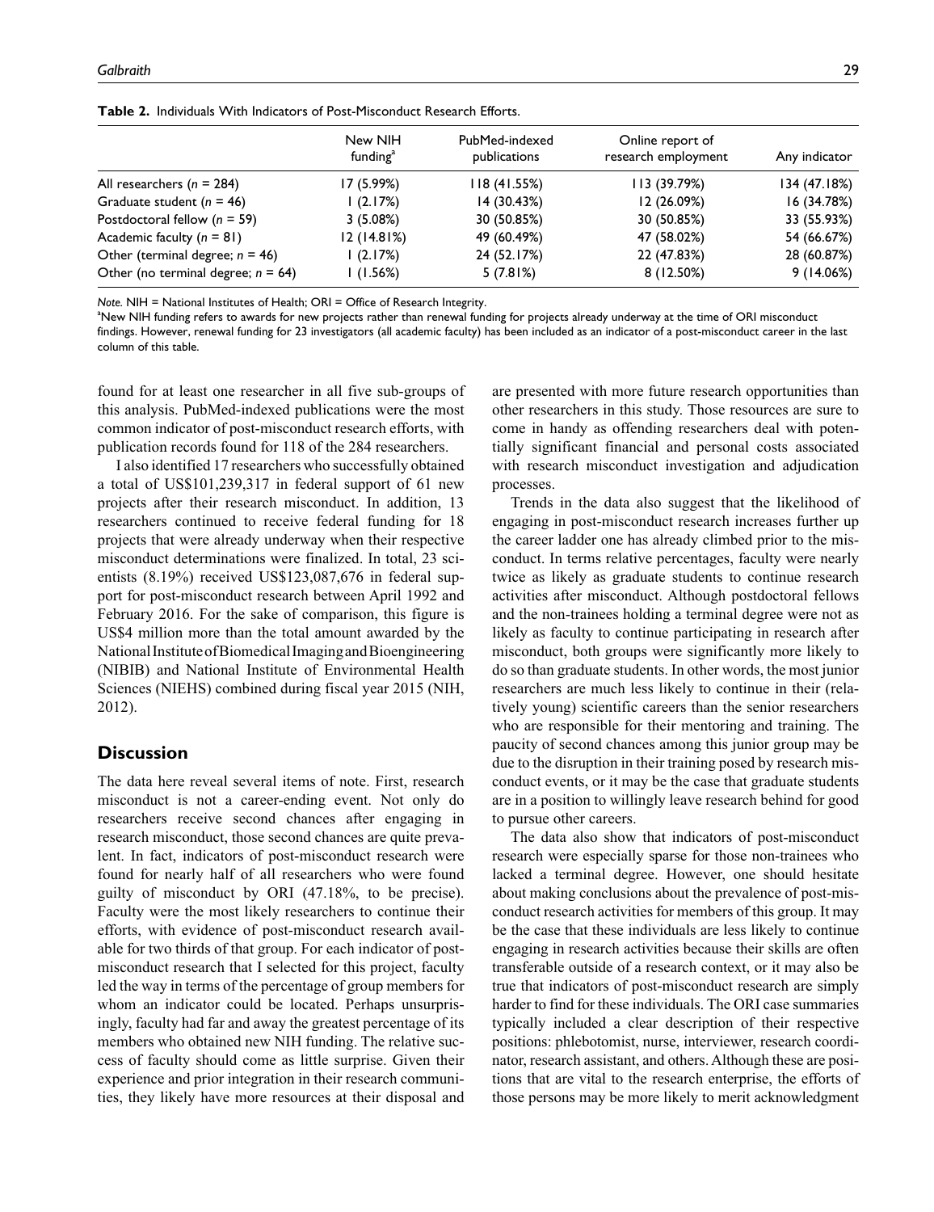**Table 2.** Individuals With Indicators of Post-Misconduct Research Efforts.

| | New NIH funding[a] | PubMed-indexed publications | Online report of research employment | Any indicator |
|---|---|---|---|---|
| All researchers (*n* = 284) | 17 (5.99%) | 118 (41.55%) | 113 (39.79%) | 134 (47.18%) |
| Graduate student (*n* = 46) | 1 (2.17%) | 14 (30.43%) | 12 (26.09%) | 16 (34.78%) |
| Postdoctoral fellow (*n* = 59) | 3 (5.08%) | 30 (50.85%) | 30 (50.85%) | 33 (55.93%) |
| Academic faculty (*n* = 81) | 12 (14.81%) | 49 (60.49%) | 47 (58.02%) | 54 (66.67%) |
| Other (terminal degree; *n* = 46) | 1 (2.17%) | 24 (52.17%) | 22 (47.83%) | 28 (60.87%) |
| Other (no terminal degree; *n* = 64) | 1 (1.56%) | 5 (7.81%) | 8 (12.50%) | 9 (14.06%) |

*Note.* NIH = National Institutes of Health; ORI = Office of Research Integrity.

[a]New NIH funding refers to awards for new projects rather than renewal funding for projects already underway at the time of ORI misconduct findings. However, renewal funding for 23 investigators (all academic faculty) has been included as an indicator of a post-misconduct career in the last column of this table.

found for at least one researcher in all five sub-groups of this analysis. PubMed-indexed publications were the most common indicator of post-misconduct research efforts, with publication records found for 118 of the 284 researchers.

I also identified 17 researchers who successfully obtained a total of US$101,239,317 in federal support of 61 new projects after their research misconduct. In addition, 13 researchers continued to receive federal funding for 18 projects that were already underway when their respective misconduct determinations were finalized. In total, 23 scientists (8.19%) received US$123,087,676 in federal support for post-misconduct research between April 1992 and February 2016. For the sake of comparison, this figure is US$4 million more than the total amount awarded by the National Institute of Biomedical Imaging and Bioengineering (NIBIB) and National Institute of Environmental Health Sciences (NIEHS) combined during fiscal year 2015 (NIH, 2012).

## Discussion

The data here reveal several items of note. First, research misconduct is not a career-ending event. Not only do researchers receive second chances after engaging in research misconduct, those second chances are quite prevalent. In fact, indicators of post-misconduct research were found for nearly half of all researchers who were found guilty of misconduct by ORI (47.18%, to be precise). Faculty were the most likely researchers to continue their efforts, with evidence of post-misconduct research available for two thirds of that group. For each indicator of post-misconduct research that I selected for this project, faculty led the way in terms of the percentage of group members for whom an indicator could be located. Perhaps unsurprisingly, faculty had far and away the greatest percentage of its members who obtained new NIH funding. The relative success of faculty should come as little surprise. Given their experience and prior integration in their research communities, they likely have more resources at their disposal and are presented with more future research opportunities than other researchers in this study. Those resources are sure to come in handy as offending researchers deal with potentially significant financial and personal costs associated with research misconduct investigation and adjudication processes.

Trends in the data also suggest that the likelihood of engaging in post-misconduct research increases further up the career ladder one has already climbed prior to the misconduct. In terms relative percentages, faculty were nearly twice as likely as graduate students to continue research activities after misconduct. Although postdoctoral fellows and the non-trainees holding a terminal degree were not as likely as faculty to continue participating in research after misconduct, both groups were significantly more likely to do so than graduate students. In other words, the most junior researchers are much less likely to continue in their (relatively young) scientific careers than the senior researchers who are responsible for their mentoring and training. The paucity of second chances among this junior group may be due to the disruption in their training posed by research misconduct events, or it may be the case that graduate students are in a position to willingly leave research behind for good to pursue other careers.

The data also show that indicators of post-misconduct research were especially sparse for those non-trainees who lacked a terminal degree. However, one should hesitate about making conclusions about the prevalence of post-misconduct research activities for members of this group. It may be the case that these individuals are less likely to continue engaging in research activities because their skills are often transferable outside of a research context, or it may also be true that indicators of post-misconduct research are simply harder to find for these individuals. The ORI case summaries typically included a clear description of their respective positions: phlebotomist, nurse, interviewer, research coordinator, research assistant, and others. Although these are positions that are vital to the research enterprise, the efforts of those persons may be more likely to merit acknowledgment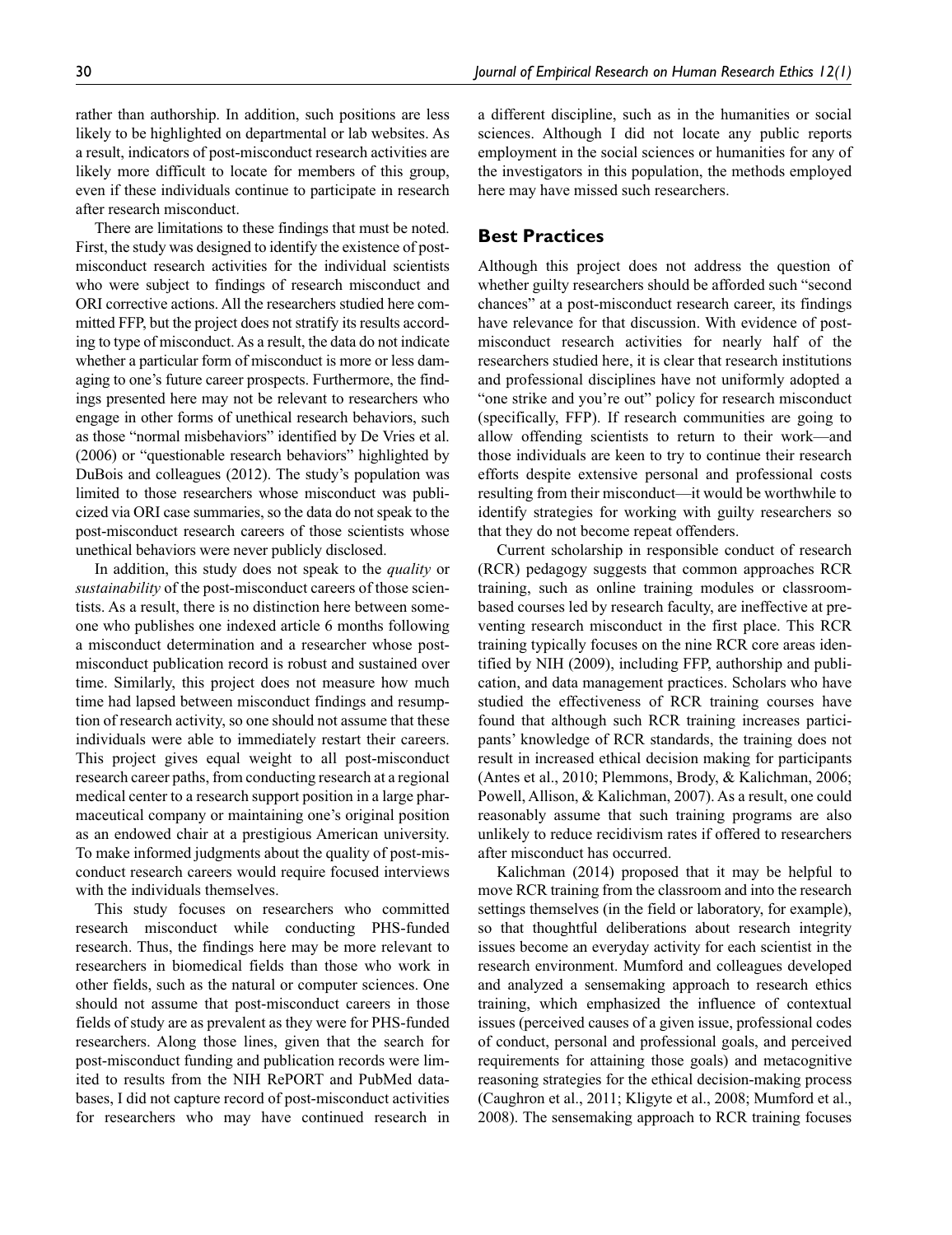rather than authorship. In addition, such positions are less likely to be highlighted on departmental or lab websites. As a result, indicators of post-misconduct research activities are likely more difficult to locate for members of this group, even if these individuals continue to participate in research after research misconduct.

There are limitations to these findings that must be noted. First, the study was designed to identify the existence of post-misconduct research activities for the individual scientists who were subject to findings of research misconduct and ORI corrective actions. All the researchers studied here committed FFP, but the project does not stratify its results according to type of misconduct. As a result, the data do not indicate whether a particular form of misconduct is more or less damaging to one's future career prospects. Furthermore, the findings presented here may not be relevant to researchers who engage in other forms of unethical research behaviors, such as those "normal misbehaviors" identified by De Vries et al. (2006) or "questionable research behaviors" highlighted by DuBois and colleagues (2012). The study's population was limited to those researchers whose misconduct was publicized via ORI case summaries, so the data do not speak to the post-misconduct research careers of those scientists whose unethical behaviors were never publicly disclosed.

In addition, this study does not speak to the *quality* or *sustainability* of the post-misconduct careers of those scientists. As a result, there is no distinction here between someone who publishes one indexed article 6 months following a misconduct determination and a researcher whose post-misconduct publication record is robust and sustained over time. Similarly, this project does not measure how much time had lapsed between misconduct findings and resumption of research activity, so one should not assume that these individuals were able to immediately restart their careers. This project gives equal weight to all post-misconduct research career paths, from conducting research at a regional medical center to a research support position in a large pharmaceutical company or maintaining one's original position as an endowed chair at a prestigious American university. To make informed judgments about the quality of post-misconduct research careers would require focused interviews with the individuals themselves.

This study focuses on researchers who committed research misconduct while conducting PHS-funded research. Thus, the findings here may be more relevant to researchers in biomedical fields than those who work in other fields, such as the natural or computer sciences. One should not assume that post-misconduct careers in those fields of study are as prevalent as they were for PHS-funded researchers. Along those lines, given that the search for post-misconduct funding and publication records were limited to results from the NIH RePORT and PubMed databases, I did not capture record of post-misconduct activities for researchers who may have continued research in a different discipline, such as in the humanities or social sciences. Although I did not locate any public reports employment in the social sciences or humanities for any of the investigators in this population, the methods employed here may have missed such researchers.

## Best Practices

Although this project does not address the question of whether guilty researchers should be afforded such "second chances" at a post-misconduct research career, its findings have relevance for that discussion. With evidence of post-misconduct research activities for nearly half of the researchers studied here, it is clear that research institutions and professional disciplines have not uniformly adopted a "one strike and you're out" policy for research misconduct (specifically, FFP). If research communities are going to allow offending scientists to return to their work—and those individuals are keen to try to continue their research efforts despite extensive personal and professional costs resulting from their misconduct—it would be worthwhile to identify strategies for working with guilty researchers so that they do not become repeat offenders.

Current scholarship in responsible conduct of research (RCR) pedagogy suggests that common approaches RCR training, such as online training modules or classroom-based courses led by research faculty, are ineffective at preventing research misconduct in the first place. This RCR training typically focuses on the nine RCR core areas identified by NIH (2009), including FFP, authorship and publication, and data management practices. Scholars who have studied the effectiveness of RCR training courses have found that although such RCR training increases participants' knowledge of RCR standards, the training does not result in increased ethical decision making for participants (Antes et al., 2010; Plemmons, Brody, & Kalichman, 2006; Powell, Allison, & Kalichman, 2007). As a result, one could reasonably assume that such training programs are also unlikely to reduce recidivism rates if offered to researchers after misconduct has occurred.

Kalichman (2014) proposed that it may be helpful to move RCR training from the classroom and into the research settings themselves (in the field or laboratory, for example), so that thoughtful deliberations about research integrity issues become an everyday activity for each scientist in the research environment. Mumford and colleagues developed and analyzed a sensemaking approach to research ethics training, which emphasized the influence of contextual issues (perceived causes of a given issue, professional codes of conduct, personal and professional goals, and perceived requirements for attaining those goals) and metacognitive reasoning strategies for the ethical decision-making process (Caughron et al., 2011; Kligyte et al., 2008; Mumford et al., 2008). The sensemaking approach to RCR training focuses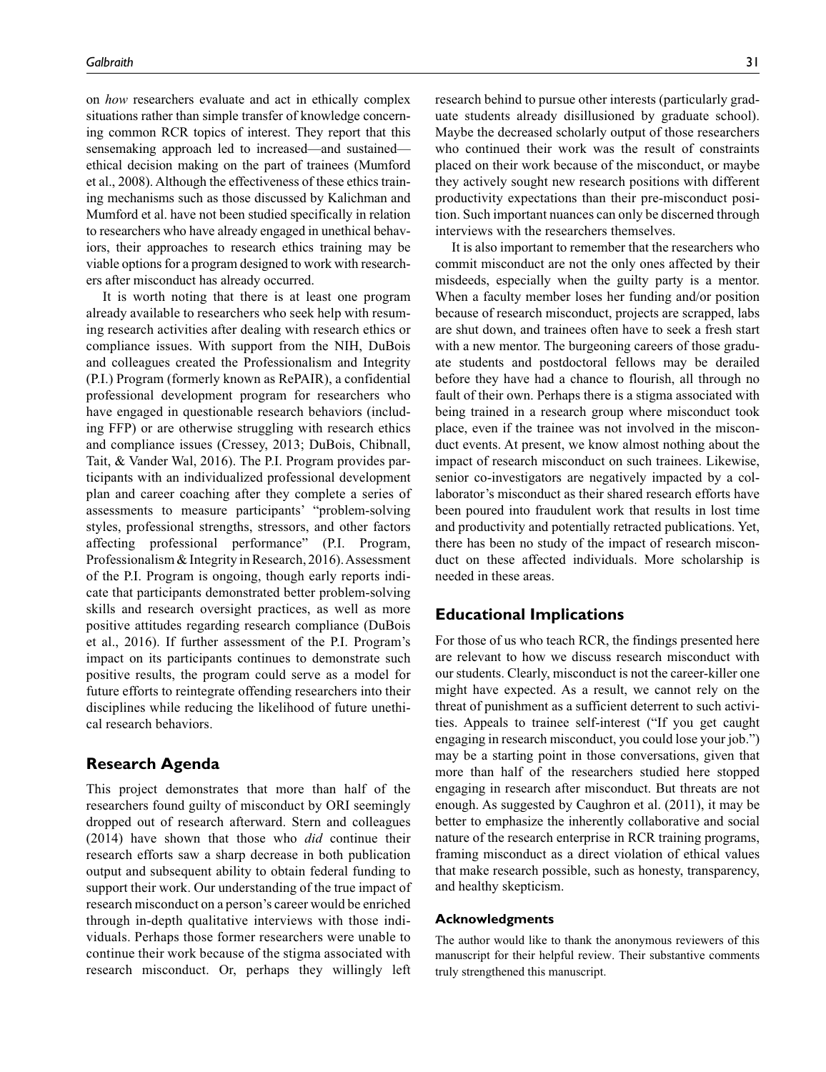on *how* researchers evaluate and act in ethically complex situations rather than simple transfer of knowledge concerning common RCR topics of interest. They report that this sensemaking approach led to increased—and sustained—ethical decision making on the part of trainees (Mumford et al., 2008). Although the effectiveness of these ethics training mechanisms such as those discussed by Kalichman and Mumford et al. have not been studied specifically in relation to researchers who have already engaged in unethical behaviors, their approaches to research ethics training may be viable options for a program designed to work with researchers after misconduct has already occurred.

It is worth noting that there is at least one program already available to researchers who seek help with resuming research activities after dealing with research ethics or compliance issues. With support from the NIH, DuBois and colleagues created the Professionalism and Integrity (P.I.) Program (formerly known as RePAIR), a confidential professional development program for researchers who have engaged in questionable research behaviors (including FFP) or are otherwise struggling with research ethics and compliance issues (Cressey, 2013; DuBois, Chibnall, Tait, & Vander Wal, 2016). The P.I. Program provides participants with an individualized professional development plan and career coaching after they complete a series of assessments to measure participants' "problem-solving styles, professional strengths, stressors, and other factors affecting professional performance" (P.I. Program, Professionalism & Integrity in Research, 2016). Assessment of the P.I. Program is ongoing, though early reports indicate that participants demonstrated better problem-solving skills and research oversight practices, as well as more positive attitudes regarding research compliance (DuBois et al., 2016). If further assessment of the P.I. Program's impact on its participants continues to demonstrate such positive results, the program could serve as a model for future efforts to reintegrate offending researchers into their disciplines while reducing the likelihood of future unethical research behaviors.

## Research Agenda

This project demonstrates that more than half of the researchers found guilty of misconduct by ORI seemingly dropped out of research afterward. Stern and colleagues (2014) have shown that those who *did* continue their research efforts saw a sharp decrease in both publication output and subsequent ability to obtain federal funding to support their work. Our understanding of the true impact of research misconduct on a person's career would be enriched through in-depth qualitative interviews with those individuals. Perhaps those former researchers were unable to continue their work because of the stigma associated with research misconduct. Or, perhaps they willingly left research behind to pursue other interests (particularly graduate students already disillusioned by graduate school). Maybe the decreased scholarly output of those researchers who continued their work was the result of constraints placed on their work because of the misconduct, or maybe they actively sought new research positions with different productivity expectations than their pre-misconduct position. Such important nuances can only be discerned through interviews with the researchers themselves.

It is also important to remember that the researchers who commit misconduct are not the only ones affected by their misdeeds, especially when the guilty party is a mentor. When a faculty member loses her funding and/or position because of research misconduct, projects are scrapped, labs are shut down, and trainees often have to seek a fresh start with a new mentor. The burgeoning careers of those graduate students and postdoctoral fellows may be derailed before they have had a chance to flourish, all through no fault of their own. Perhaps there is a stigma associated with being trained in a research group where misconduct took place, even if the trainee was not involved in the misconduct events. At present, we know almost nothing about the impact of research misconduct on such trainees. Likewise, senior co-investigators are negatively impacted by a collaborator's misconduct as their shared research efforts have been poured into fraudulent work that results in lost time and productivity and potentially retracted publications. Yet, there has been no study of the impact of research misconduct on these affected individuals. More scholarship is needed in these areas.

## Educational Implications

For those of us who teach RCR, the findings presented here are relevant to how we discuss research misconduct with our students. Clearly, misconduct is not the career-killer one might have expected. As a result, we cannot rely on the threat of punishment as a sufficient deterrent to such activities. Appeals to trainee self-interest ("If you get caught engaging in research misconduct, you could lose your job.") may be a starting point in those conversations, given that more than half of the researchers studied here stopped engaging in research after misconduct. But threats are not enough. As suggested by Caughron et al. (2011), it may be better to emphasize the inherently collaborative and social nature of the research enterprise in RCR training programs, framing misconduct as a direct violation of ethical values that make research possible, such as honesty, transparency, and healthy skepticism.

### Acknowledgments

The author would like to thank the anonymous reviewers of this manuscript for their helpful review. Their substantive comments truly strengthened this manuscript.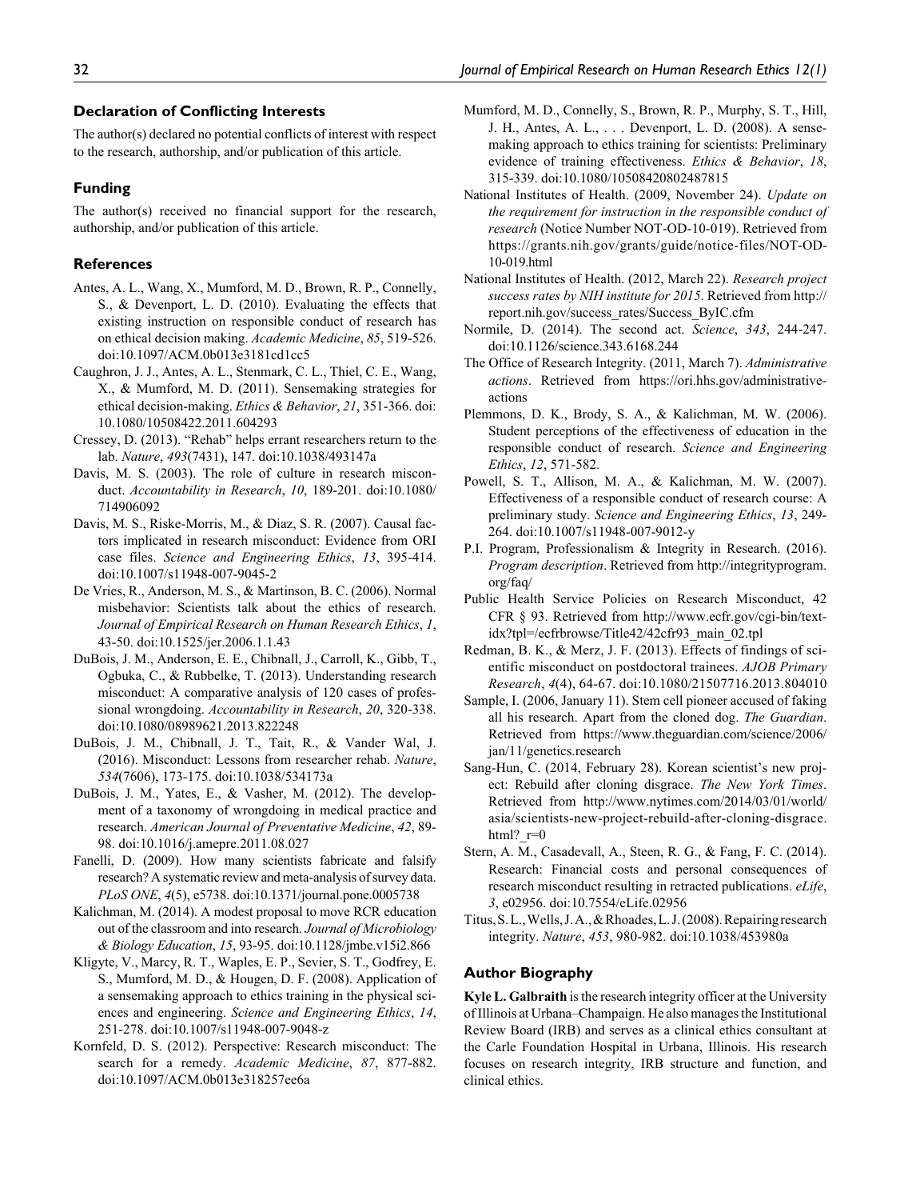## Declaration of Conflicting Interests

The author(s) declared no potential conflicts of interest with respect to the research, authorship, and/or publication of this article.

## Funding

The author(s) received no financial support for the research, authorship, and/or publication of this article.

## References

Antes, A. L., Wang, X., Mumford, M. D., Brown, R. P., Connelly, S., & Devenport, L. D. (2010). Evaluating the effects that existing instruction on responsible conduct of research has on ethical decision making. *Academic Medicine*, *85*, 519-526. doi:10.1097/ACM.0b013e3181cd1cc5

Caughron, J. J., Antes, A. L., Stenmark, C. L., Thiel, C. E., Wang, X., & Mumford, M. D. (2011). Sensemaking strategies for ethical decision-making. *Ethics & Behavior*, *21*, 351-366. doi: 10.1080/10508422.2011.604293

Cressey, D. (2013). "Rehab" helps errant researchers return to the lab. *Nature*, *493*(7431), 147. doi:10.1038/493147a

Davis, M. S. (2003). The role of culture in research misconduct. *Accountability in Research*, *10*, 189-201. doi:10.1080/714906092

Davis, M. S., Riske-Morris, M., & Diaz, S. R. (2007). Causal factors implicated in research misconduct: Evidence from ORI case files. *Science and Engineering Ethics*, *13*, 395-414. doi:10.1007/s11948-007-9045-2

De Vries, R., Anderson, M. S., & Martinson, B. C. (2006). Normal misbehavior: Scientists talk about the ethics of research. *Journal of Empirical Research on Human Research Ethics*, *1*, 43-50. doi:10.1525/jer.2006.1.1.43

DuBois, J. M., Anderson, E. E., Chibnall, J., Carroll, K., Gibb, T., Ogbuka, C., & Rubbelke, T. (2013). Understanding research misconduct: A comparative analysis of 120 cases of professional wrongdoing. *Accountability in Research*, *20*, 320-338. doi:10.1080/08989621.2013.822248

DuBois, J. M., Chibnall, J. T., Tait, R., & Vander Wal, J. (2016). Misconduct: Lessons from researcher rehab. *Nature*, *534*(7606), 173-175. doi:10.1038/534173a

DuBois, J. M., Yates, E., & Vasher, M. (2012). The development of a taxonomy of wrongdoing in medical practice and research. *American Journal of Preventative Medicine*, *42*, 89-98. doi:10.1016/j.amepre.2011.08.027

Fanelli, D. (2009). How many scientists fabricate and falsify research? A systematic review and meta-analysis of survey data. *PLoS ONE*, *4*(5), e5738. doi:10.1371/journal.pone.0005738

Kalichman, M. (2014). A modest proposal to move RCR education out of the classroom and into research. *Journal of Microbiology & Biology Education*, *15*, 93-95. doi:10.1128/jmbe.v15i2.866

Kligyte, V., Marcy, R. T., Waples, E. P., Sevier, S. T., Godfrey, E. S., Mumford, M. D., & Hougen, D. F. (2008). Application of a sensemaking approach to ethics training in the physical sciences and engineering. *Science and Engineering Ethics*, *14*, 251-278. doi:10.1007/s11948-007-9048-z

Kornfeld, D. S. (2012). Perspective: Research misconduct: The search for a remedy. *Academic Medicine*, *87*, 877-882. doi:10.1097/ACM.0b013e318257ee6a

Mumford, M. D., Connelly, S., Brown, R. P., Murphy, S. T., Hill, J. H., Antes, A. L., . . . Devenport, L. D. (2008). A sensemaking approach to ethics training for scientists: Preliminary evidence of training effectiveness. *Ethics & Behavior*, *18*, 315-339. doi:10.1080/10508420802487815

National Institutes of Health. (2009, November 24). *Update on the requirement for instruction in the responsible conduct of research* (Notice Number NOT-OD-10-019). Retrieved from https://grants.nih.gov/grants/guide/notice-files/NOT-OD-10-019.html

National Institutes of Health. (2012, March 22). *Research project success rates by NIH institute for 2015*. Retrieved from http://report.nih.gov/success_rates/Success_ByIC.cfm

Normile, D. (2014). The second act. *Science*, *343*, 244-247. doi:10.1126/science.343.6168.244

The Office of Research Integrity. (2011, March 7). *Administrative actions*. Retrieved from https://ori.hhs.gov/administrative-actions

Plemmons, D. K., Brody, S. A., & Kalichman, M. W. (2006). Student perceptions of the effectiveness of education in the responsible conduct of research. *Science and Engineering Ethics*, *12*, 571-582.

Powell, S. T., Allison, M. A., & Kalichman, M. W. (2007). Effectiveness of a responsible conduct of research course: A preliminary study. *Science and Engineering Ethics*, *13*, 249-264. doi:10.1007/s11948-007-9012-y

P.I. Program, Professionalism & Integrity in Research. (2016). *Program description*. Retrieved from http://integrityprogram.org/faq/

Public Health Service Policies on Research Misconduct, 42 CFR § 93. Retrieved from http://www.ecfr.gov/cgi-bin/text-idx?tpl=/ecfrbrowse/Title42/42cfr93_main_02.tpl

Redman, B. K., & Merz, J. F. (2013). Effects of findings of scientific misconduct on postdoctoral trainees. *AJOB Primary Research*, *4*(4), 64-67. doi:10.1080/21507716.2013.804010

Sample, I. (2006, January 11). Stem cell pioneer accused of faking all his research. Apart from the cloned dog. *The Guardian*. Retrieved from https://www.theguardian.com/science/2006/jan/11/genetics.research

Sang-Hun, C. (2014, February 28). Korean scientist's new project: Rebuild after cloning disgrace. *The New York Times*. Retrieved from http://www.nytimes.com/2014/03/01/world/asia/scientists-new-project-rebuild-after-cloning-disgrace.html?_r=0

Stern, A. M., Casadevall, A., Steen, R. G., & Fang, F. C. (2014). Research: Financial costs and personal consequences of research misconduct resulting in retracted publications. *eLife*, *3*, e02956. doi:10.7554/eLife.02956

Titus, S. L., Wells, J. A., & Rhoades, L. J. (2008). Repairing research integrity. *Nature*, *453*, 980-982. doi:10.1038/453980a

## Author Biography

**Kyle L. Galbraith** is the research integrity officer at the University of Illinois at Urbana–Champaign. He also manages the Institutional Review Board (IRB) and serves as a clinical ethics consultant at the Carle Foundation Hospital in Urbana, Illinois. His research focuses on research integrity, IRB structure and function, and clinical ethics.